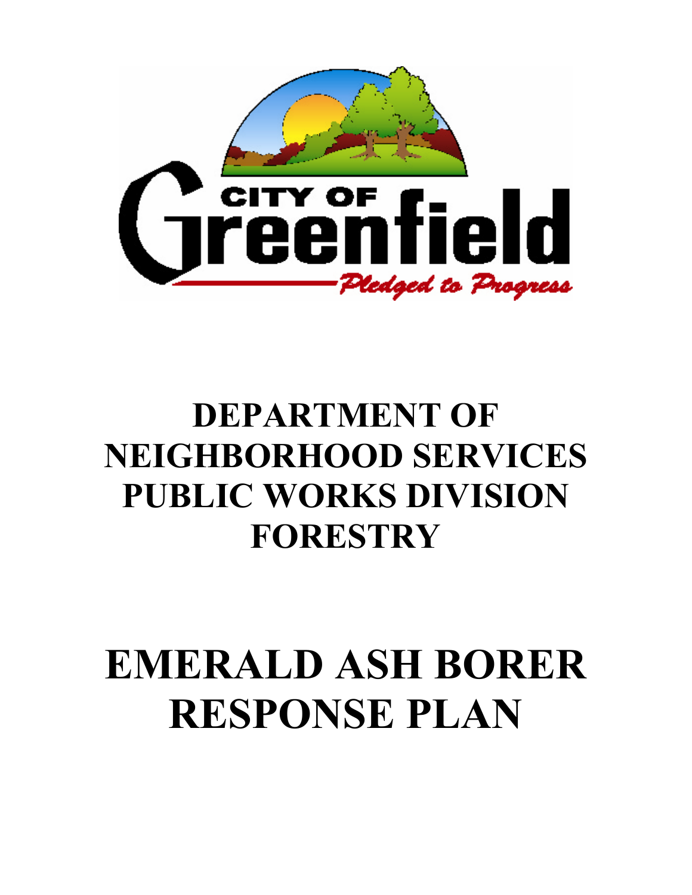CITY OF Greenfield

*Pledged to Progress*

# DEPARTMENT OF NEIGHBORHOOD SERVICES PUBLIC WORKS DIVISION FORESTRY

# EMERALD ASH BORER RESPONSE PLAN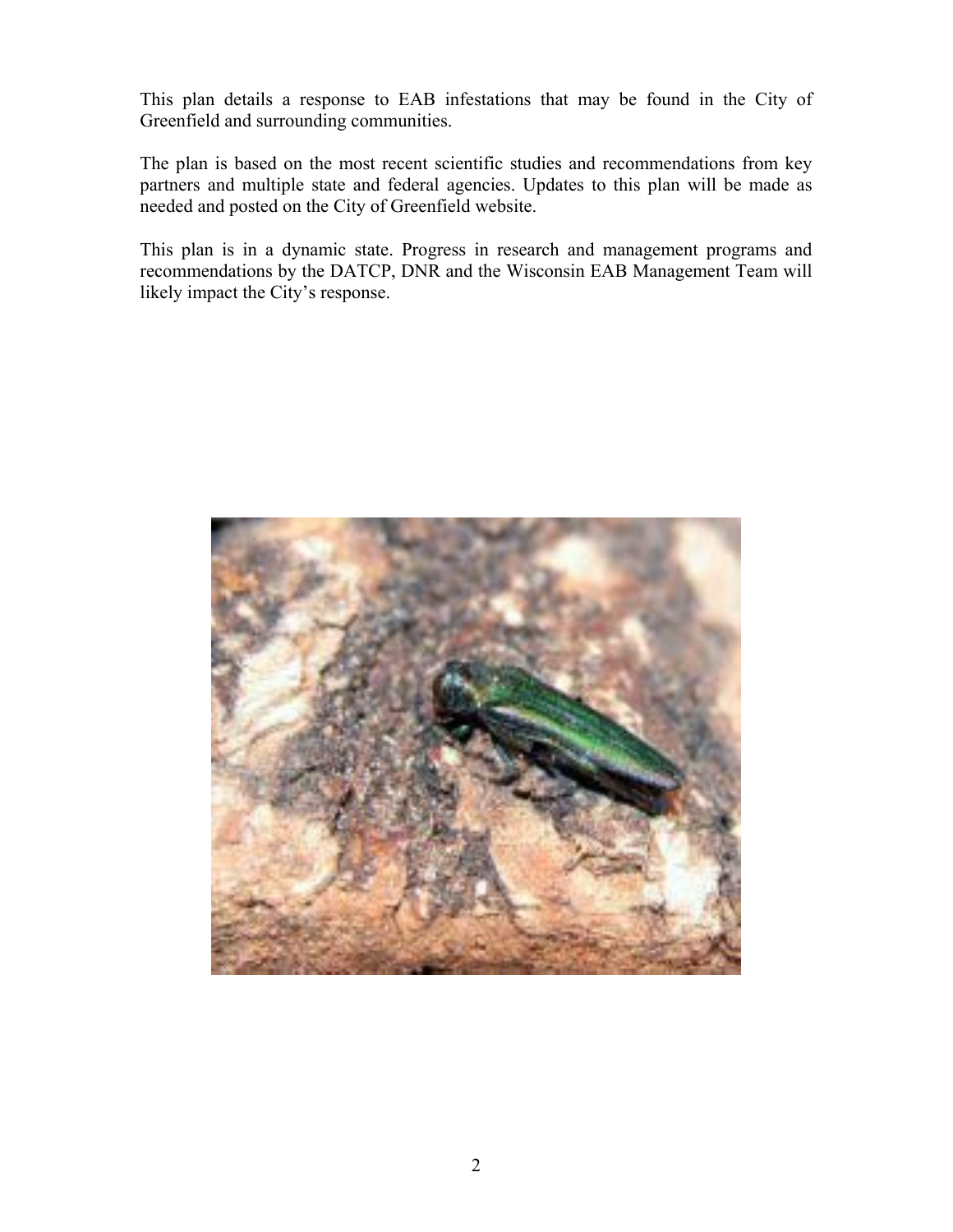This plan details a response to EAB infestations that may be found in the City of Greenfield and surrounding communities.

The plan is based on the most recent scientific studies and recommendations from key partners and multiple state and federal agencies. Updates to this plan will be made as needed and posted on the City of Greenfield website.

This plan is in a dynamic state. Progress in research and management programs and recommendations by the DATCP, DNR and the Wisconsin EAB Management Team will likely impact the City's response.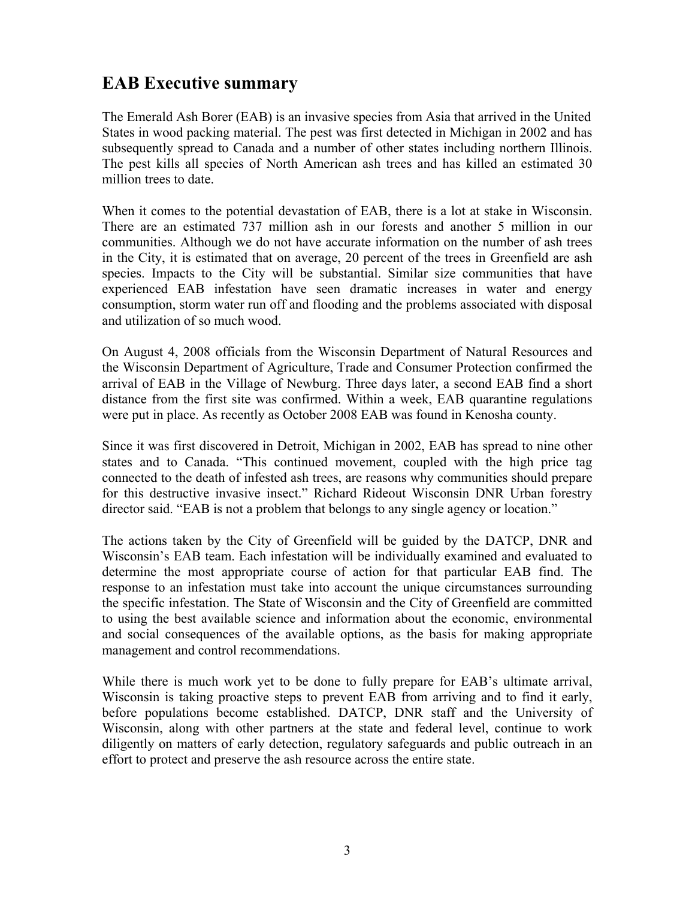## EAB Executive summary

The Emerald Ash Borer (EAB) is an invasive species from Asia that arrived in the United States in wood packing material. The pest was first detected in Michigan in 2002 and has subsequently spread to Canada and a number of other states including northern Illinois. The pest kills all species of North American ash trees and has killed an estimated 30 million trees to date.

When it comes to the potential devastation of EAB, there is a lot at stake in Wisconsin. There are an estimated 737 million ash in our forests and another 5 million in our communities. Although we do not have accurate information on the number of ash trees in the City, it is estimated that on average, 20 percent of the trees in Greenfield are ash species. Impacts to the City will be substantial. Similar size communities that have experienced EAB infestation have seen dramatic increases in water and energy consumption, storm water run off and flooding and the problems associated with disposal and utilization of so much wood.

On August 4, 2008 officials from the Wisconsin Department of Natural Resources and the Wisconsin Department of Agriculture, Trade and Consumer Protection confirmed the arrival of EAB in the Village of Newburg. Three days later, a second EAB find a short distance from the first site was confirmed. Within a week, EAB quarantine regulations were put in place. As recently as October 2008 EAB was found in Kenosha county.

Since it was first discovered in Detroit, Michigan in 2002, EAB has spread to nine other states and to Canada. "This continued movement, coupled with the high price tag connected to the death of infested ash trees, are reasons why communities should prepare for this destructive invasive insect." Richard Rideout Wisconsin DNR Urban forestry director said. "EAB is not a problem that belongs to any single agency or location."

The actions taken by the City of Greenfield will be guided by the DATCP, DNR and Wisconsin's EAB team. Each infestation will be individually examined and evaluated to determine the most appropriate course of action for that particular EAB find. The response to an infestation must take into account the unique circumstances surrounding the specific infestation. The State of Wisconsin and the City of Greenfield are committed to using the best available science and information about the economic, environmental and social consequences of the available options, as the basis for making appropriate management and control recommendations.

While there is much work yet to be done to fully prepare for EAB's ultimate arrival, Wisconsin is taking proactive steps to prevent EAB from arriving and to find it early, before populations become established. DATCP, DNR staff and the University of Wisconsin, along with other partners at the state and federal level, continue to work diligently on matters of early detection, regulatory safeguards and public outreach in an effort to protect and preserve the ash resource across the entire state.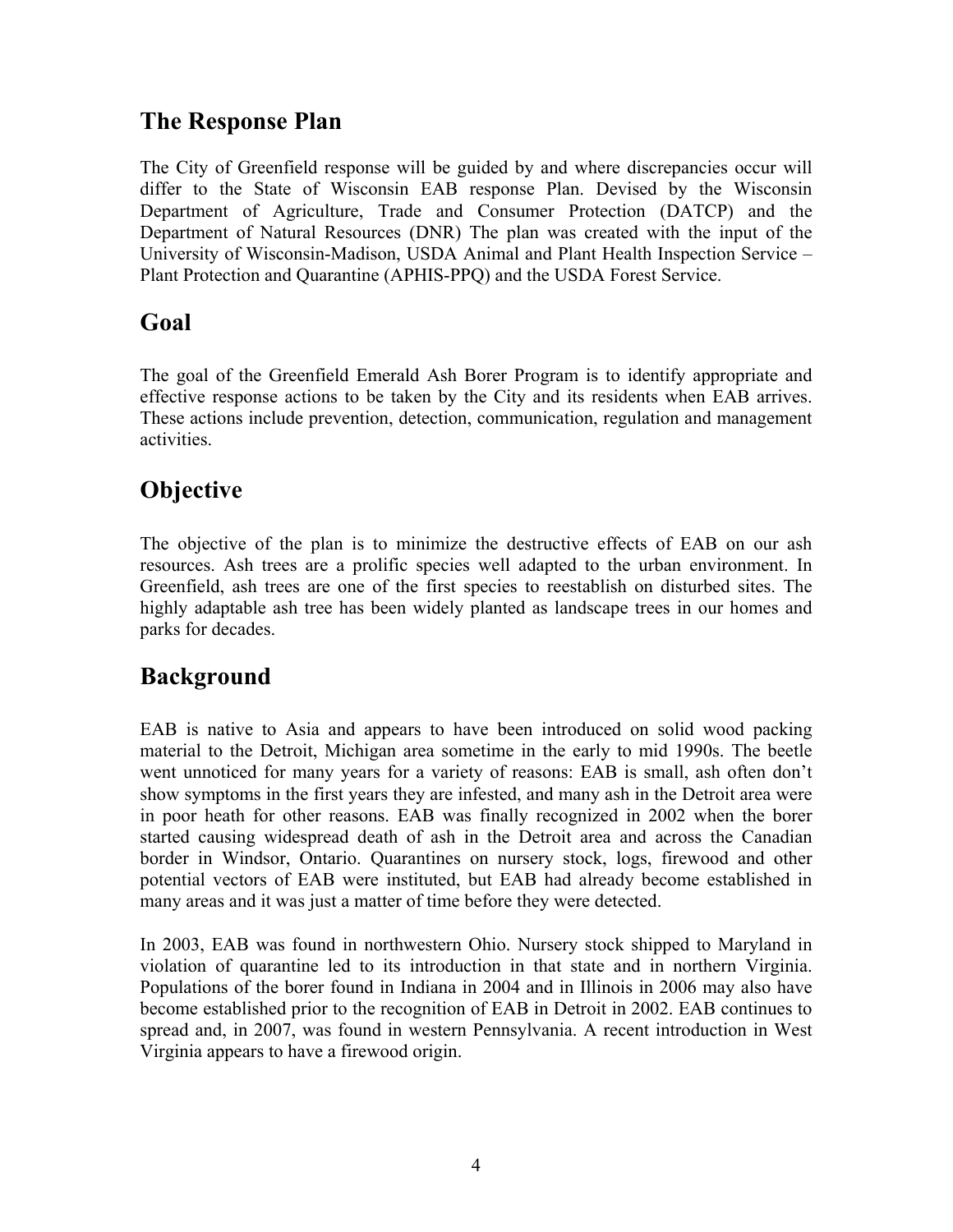## The Response Plan

The City of Greenfield response will be guided by and where discrepancies occur will differ to the State of Wisconsin EAB response Plan. Devised by the Wisconsin Department of Agriculture, Trade and Consumer Protection (DATCP) and the Department of Natural Resources (DNR) The plan was created with the input of the University of Wisconsin-Madison, USDA Animal and Plant Health Inspection Service – Plant Protection and Quarantine (APHIS-PPQ) and the USDA Forest Service.

## Goal

The goal of the Greenfield Emerald Ash Borer Program is to identify appropriate and effective response actions to be taken by the City and its residents when EAB arrives. These actions include prevention, detection, communication, regulation and management activities.

## Objective

The objective of the plan is to minimize the destructive effects of EAB on our ash resources. Ash trees are a prolific species well adapted to the urban environment. In Greenfield, ash trees are one of the first species to reestablish on disturbed sites. The highly adaptable ash tree has been widely planted as landscape trees in our homes and parks for decades.

## Background

EAB is native to Asia and appears to have been introduced on solid wood packing material to the Detroit, Michigan area sometime in the early to mid 1990s. The beetle went unnoticed for many years for a variety of reasons: EAB is small, ash often don't show symptoms in the first years they are infested, and many ash in the Detroit area were in poor heath for other reasons. EAB was finally recognized in 2002 when the borer started causing widespread death of ash in the Detroit area and across the Canadian border in Windsor, Ontario. Quarantines on nursery stock, logs, firewood and other potential vectors of EAB were instituted, but EAB had already become established in many areas and it was just a matter of time before they were detected.

In 2003, EAB was found in northwestern Ohio. Nursery stock shipped to Maryland in violation of quarantine led to its introduction in that state and in northern Virginia. Populations of the borer found in Indiana in 2004 and in Illinois in 2006 may also have become established prior to the recognition of EAB in Detroit in 2002. EAB continues to spread and, in 2007, was found in western Pennsylvania. A recent introduction in West Virginia appears to have a firewood origin.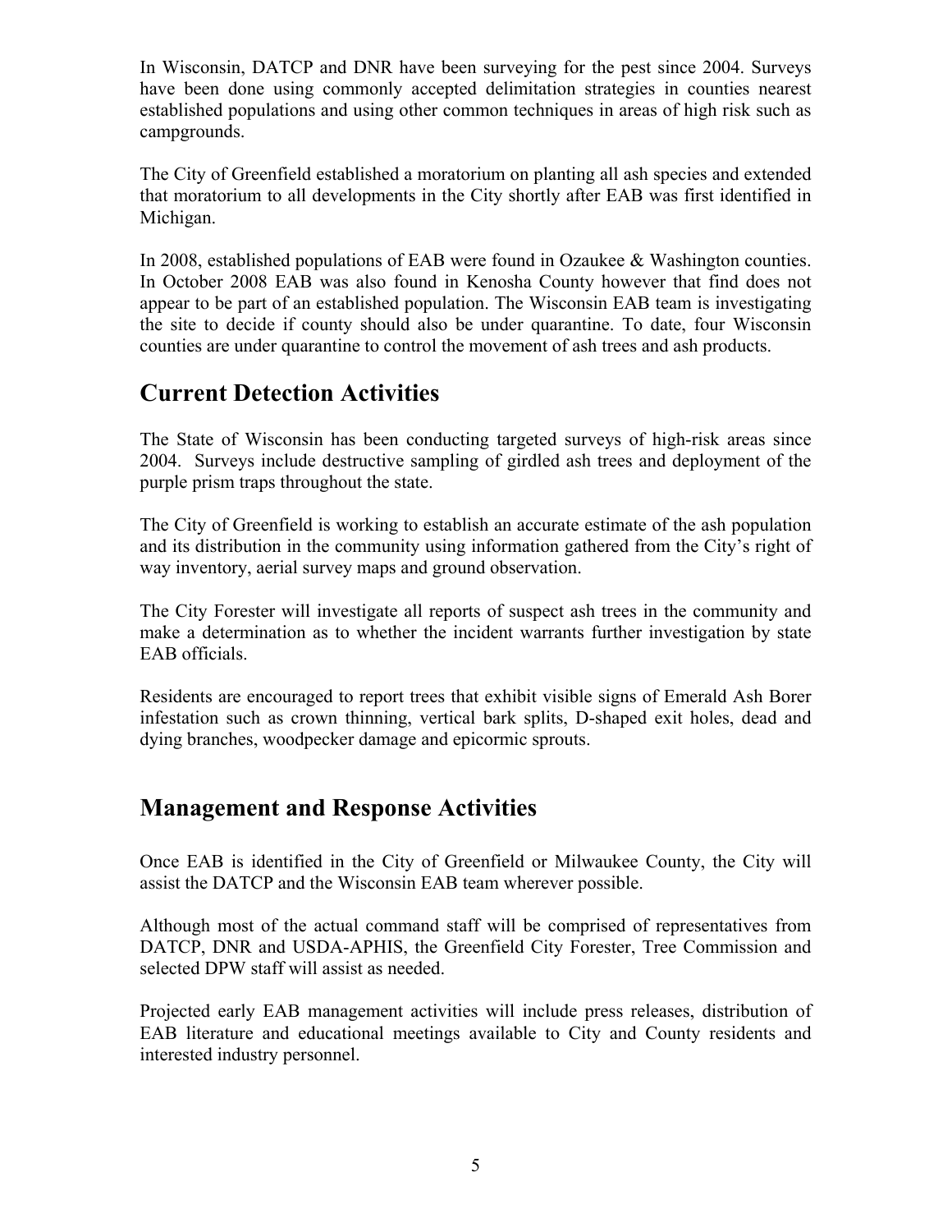In Wisconsin, DATCP and DNR have been surveying for the pest since 2004. Surveys have been done using commonly accepted delimitation strategies in counties nearest established populations and using other common techniques in areas of high risk such as campgrounds.

The City of Greenfield established a moratorium on planting all ash species and extended that moratorium to all developments in the City shortly after EAB was first identified in Michigan.

In 2008, established populations of EAB were found in Ozaukee & Washington counties. In October 2008 EAB was also found in Kenosha County however that find does not appear to be part of an established population. The Wisconsin EAB team is investigating the site to decide if county should also be under quarantine. To date, four Wisconsin counties are under quarantine to control the movement of ash trees and ash products.

## Current Detection Activities

The State of Wisconsin has been conducting targeted surveys of high-risk areas since 2004. Surveys include destructive sampling of girdled ash trees and deployment of the purple prism traps throughout the state.

The City of Greenfield is working to establish an accurate estimate of the ash population and its distribution in the community using information gathered from the City's right of way inventory, aerial survey maps and ground observation.

The City Forester will investigate all reports of suspect ash trees in the community and make a determination as to whether the incident warrants further investigation by state EAB officials.

Residents are encouraged to report trees that exhibit visible signs of Emerald Ash Borer infestation such as crown thinning, vertical bark splits, D-shaped exit holes, dead and dying branches, woodpecker damage and epicormic sprouts.

## Management and Response Activities

Once EAB is identified in the City of Greenfield or Milwaukee County, the City will assist the DATCP and the Wisconsin EAB team wherever possible.

Although most of the actual command staff will be comprised of representatives from DATCP, DNR and USDA-APHIS, the Greenfield City Forester, Tree Commission and selected DPW staff will assist as needed.

Projected early EAB management activities will include press releases, distribution of EAB literature and educational meetings available to City and County residents and interested industry personnel.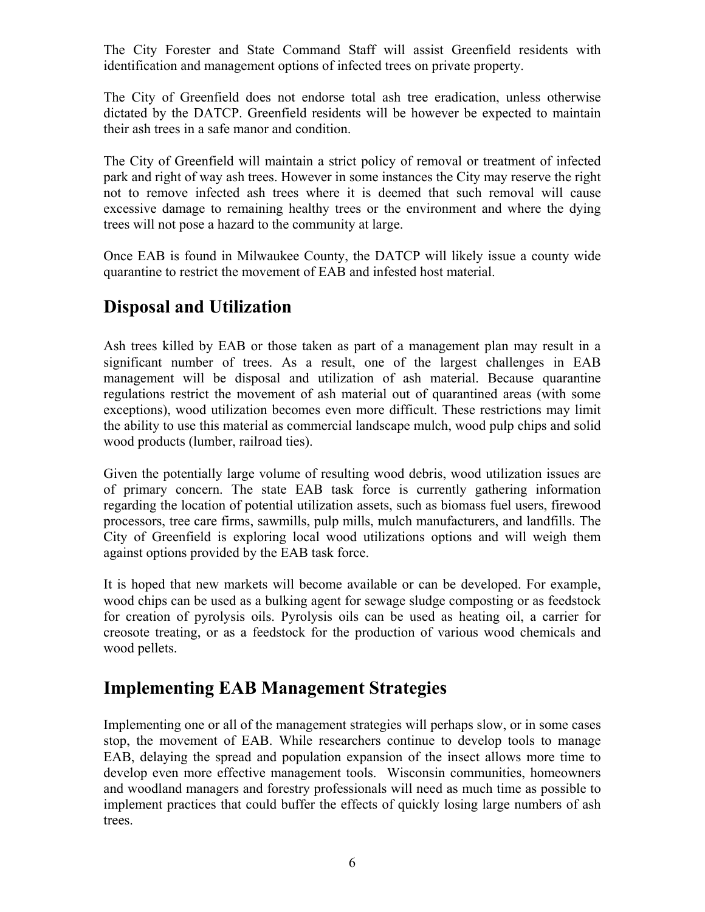The City Forester and State Command Staff will assist Greenfield residents with identification and management options of infected trees on private property.

The City of Greenfield does not endorse total ash tree eradication, unless otherwise dictated by the DATCP. Greenfield residents will be however be expected to maintain their ash trees in a safe manor and condition.

The City of Greenfield will maintain a strict policy of removal or treatment of infected park and right of way ash trees. However in some instances the City may reserve the right not to remove infected ash trees where it is deemed that such removal will cause excessive damage to remaining healthy trees or the environment and where the dying trees will not pose a hazard to the community at large.

Once EAB is found in Milwaukee County, the DATCP will likely issue a county wide quarantine to restrict the movement of EAB and infested host material.

## Disposal and Utilization

Ash trees killed by EAB or those taken as part of a management plan may result in a significant number of trees. As a result, one of the largest challenges in EAB management will be disposal and utilization of ash material. Because quarantine regulations restrict the movement of ash material out of quarantined areas (with some exceptions), wood utilization becomes even more difficult. These restrictions may limit the ability to use this material as commercial landscape mulch, wood pulp chips and solid wood products (lumber, railroad ties).

Given the potentially large volume of resulting wood debris, wood utilization issues are of primary concern. The state EAB task force is currently gathering information regarding the location of potential utilization assets, such as biomass fuel users, firewood processors, tree care firms, sawmills, pulp mills, mulch manufacturers, and landfills. The City of Greenfield is exploring local wood utilizations options and will weigh them against options provided by the EAB task force.

It is hoped that new markets will become available or can be developed. For example, wood chips can be used as a bulking agent for sewage sludge composting or as feedstock for creation of pyrolysis oils. Pyrolysis oils can be used as heating oil, a carrier for creosote treating, or as a feedstock for the production of various wood chemicals and wood pellets.

## Implementing EAB Management Strategies

Implementing one or all of the management strategies will perhaps slow, or in some cases stop, the movement of EAB. While researchers continue to develop tools to manage EAB, delaying the spread and population expansion of the insect allows more time to develop even more effective management tools. Wisconsin communities, homeowners and woodland managers and forestry professionals will need as much time as possible to implement practices that could buffer the effects of quickly losing large numbers of ash trees.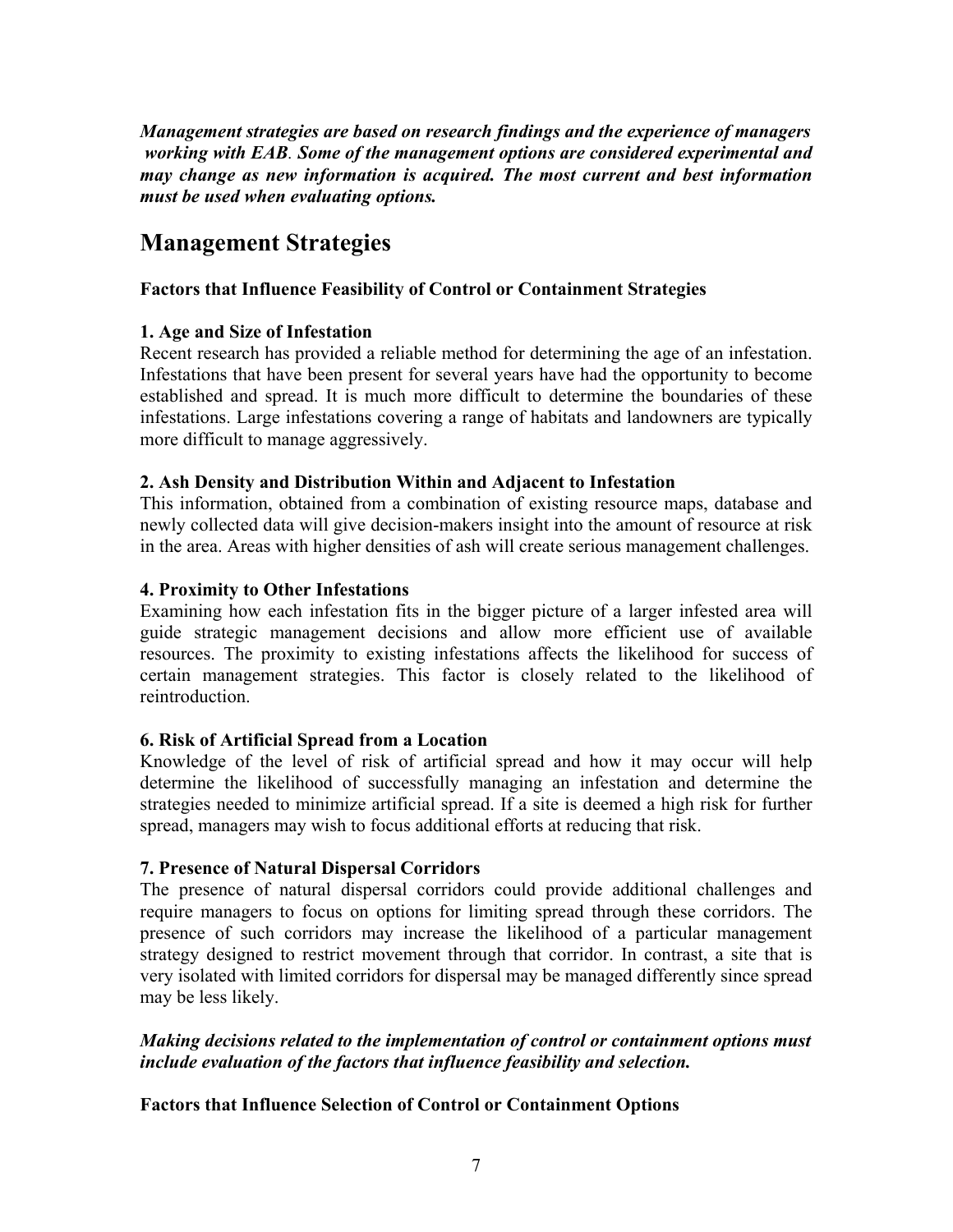***Management strategies are based on research findings and the experience of managers working with EAB. Some of the management options are considered experimental and may change as new information is acquired. The most current and best information must be used when evaluating options.***

## Management Strategies

**Factors that Influence Feasibility of Control or Containment Strategies**

**1. Age and Size of Infestation**

Recent research has provided a reliable method for determining the age of an infestation. Infestations that have been present for several years have had the opportunity to become established and spread. It is much more difficult to determine the boundaries of these infestations. Large infestations covering a range of habitats and landowners are typically more difficult to manage aggressively.

**2. Ash Density and Distribution Within and Adjacent to Infestation**

This information, obtained from a combination of existing resource maps, database and newly collected data will give decision-makers insight into the amount of resource at risk in the area. Areas with higher densities of ash will create serious management challenges.

**4. Proximity to Other Infestations**

Examining how each infestation fits in the bigger picture of a larger infested area will guide strategic management decisions and allow more efficient use of available resources. The proximity to existing infestations affects the likelihood for success of certain management strategies. This factor is closely related to the likelihood of reintroduction.

**6. Risk of Artificial Spread from a Location**

Knowledge of the level of risk of artificial spread and how it may occur will help determine the likelihood of successfully managing an infestation and determine the strategies needed to minimize artificial spread. If a site is deemed a high risk for further spread, managers may wish to focus additional efforts at reducing that risk.

**7. Presence of Natural Dispersal Corridors**

The presence of natural dispersal corridors could provide additional challenges and require managers to focus on options for limiting spread through these corridors. The presence of such corridors may increase the likelihood of a particular management strategy designed to restrict movement through that corridor. In contrast, a site that is very isolated with limited corridors for dispersal may be managed differently since spread may be less likely.

***Making decisions related to the implementation of control or containment options must include evaluation of the factors that influence feasibility and selection.***

**Factors that Influence Selection of Control or Containment Options**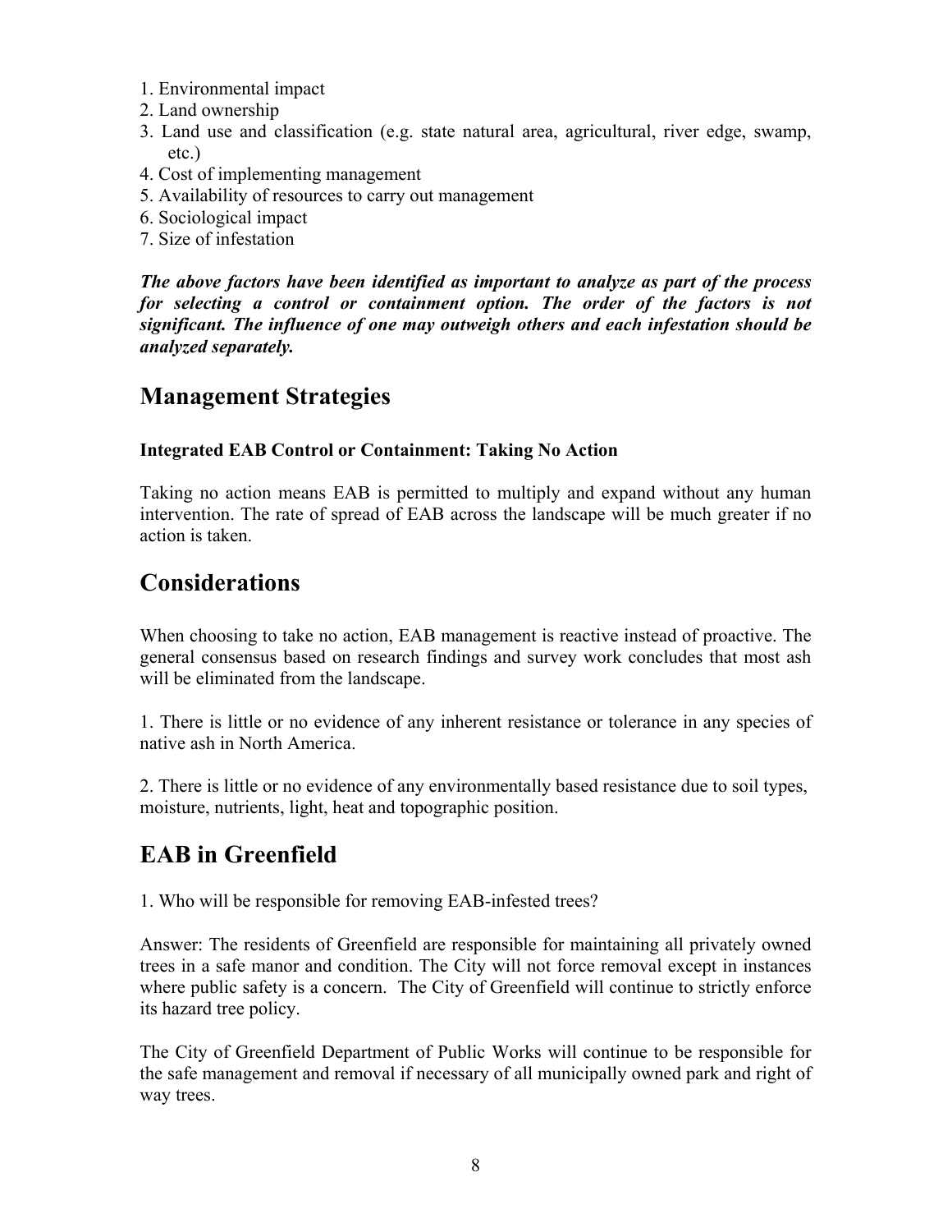1. Environmental impact
2. Land ownership
3. Land use and classification (e.g. state natural area, agricultural, river edge, swamp, etc.)
4. Cost of implementing management
5. Availability of resources to carry out management
6. Sociological impact
7. Size of infestation

***The above factors have been identified as important to analyze as part of the process for selecting a control or containment option. The order of the factors is not significant. The influence of one may outweigh others and each infestation should be analyzed separately.***

## Management Strategies

### Integrated EAB Control or Containment: Taking No Action

Taking no action means EAB is permitted to multiply and expand without any human intervention. The rate of spread of EAB across the landscape will be much greater if no action is taken.

## Considerations

When choosing to take no action, EAB management is reactive instead of proactive. The general consensus based on research findings and survey work concludes that most ash will be eliminated from the landscape.

1. There is little or no evidence of any inherent resistance or tolerance in any species of native ash in North America.

2. There is little or no evidence of any environmentally based resistance due to soil types, moisture, nutrients, light, heat and topographic position.

## EAB in Greenfield

1. Who will be responsible for removing EAB-infested trees?

Answer: The residents of Greenfield are responsible for maintaining all privately owned trees in a safe manor and condition. The City will not force removal except in instances where public safety is a concern. The City of Greenfield will continue to strictly enforce its hazard tree policy.

The City of Greenfield Department of Public Works will continue to be responsible for the safe management and removal if necessary of all municipally owned park and right of way trees.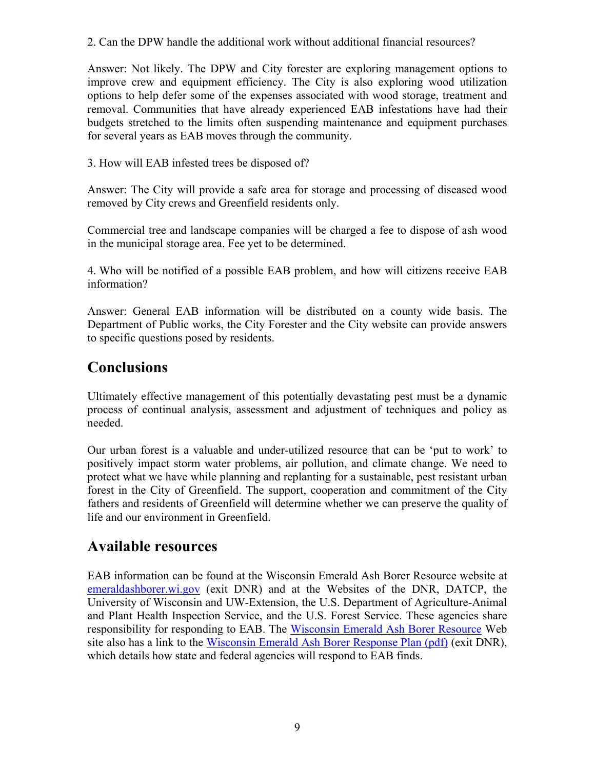2. Can the DPW handle the additional work without additional financial resources?

Answer: Not likely. The DPW and City forester are exploring management options to improve crew and equipment efficiency. The City is also exploring wood utilization options to help defer some of the expenses associated with wood storage, treatment and removal. Communities that have already experienced EAB infestations have had their budgets stretched to the limits often suspending maintenance and equipment purchases for several years as EAB moves through the community.

3. How will EAB infested trees be disposed of?

Answer: The City will provide a safe area for storage and processing of diseased wood removed by City crews and Greenfield residents only.

Commercial tree and landscape companies will be charged a fee to dispose of ash wood in the municipal storage area. Fee yet to be determined.

4. Who will be notified of a possible EAB problem, and how will citizens receive EAB information?

Answer: General EAB information will be distributed on a county wide basis. The Department of Public works, the City Forester and the City website can provide answers to specific questions posed by residents.

## Conclusions

Ultimately effective management of this potentially devastating pest must be a dynamic process of continual analysis, assessment and adjustment of techniques and policy as needed.

Our urban forest is a valuable and under-utilized resource that can be 'put to work' to positively impact storm water problems, air pollution, and climate change. We need to protect what we have while planning and replanting for a sustainable, pest resistant urban forest in the City of Greenfield. The support, cooperation and commitment of the City fathers and residents of Greenfield will determine whether we can preserve the quality of life and our environment in Greenfield.

## Available resources

EAB information can be found at the Wisconsin Emerald Ash Borer Resource website at emeraldashborer.wi.gov (exit DNR) and at the Websites of the DNR, DATCP, the University of Wisconsin and UW-Extension, the U.S. Department of Agriculture-Animal and Plant Health Inspection Service, and the U.S. Forest Service. These agencies share responsibility for responding to EAB. The Wisconsin Emerald Ash Borer Resource Web site also has a link to the Wisconsin Emerald Ash Borer Response Plan (pdf) (exit DNR), which details how state and federal agencies will respond to EAB finds.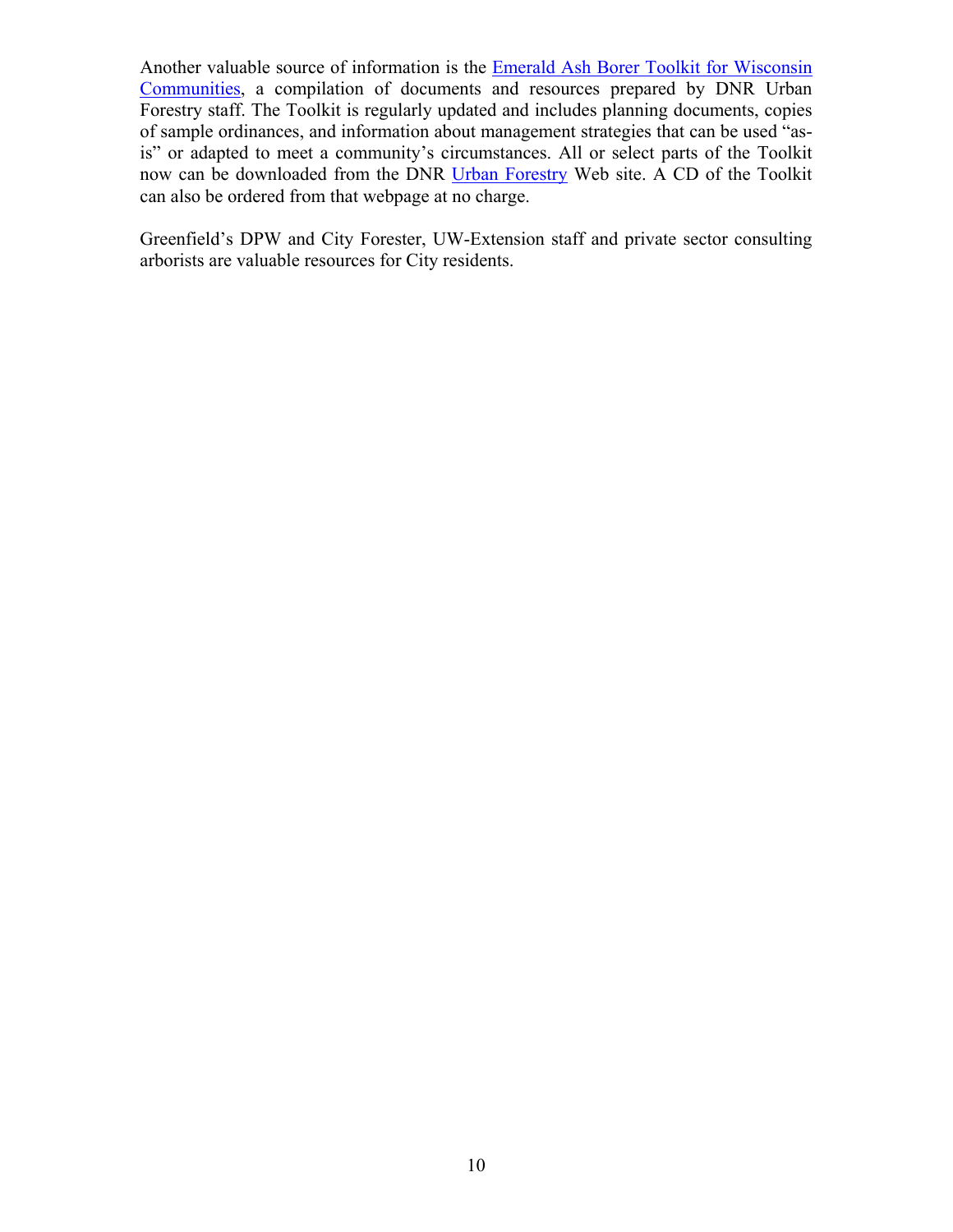Another valuable source of information is the Emerald Ash Borer Toolkit for Wisconsin Communities, a compilation of documents and resources prepared by DNR Urban Forestry staff. The Toolkit is regularly updated and includes planning documents, copies of sample ordinances, and information about management strategies that can be used "as-is" or adapted to meet a community's circumstances. All or select parts of the Toolkit now can be downloaded from the DNR Urban Forestry Web site. A CD of the Toolkit can also be ordered from that webpage at no charge.

Greenfield's DPW and City Forester, UW-Extension staff and private sector consulting arborists are valuable resources for City residents.